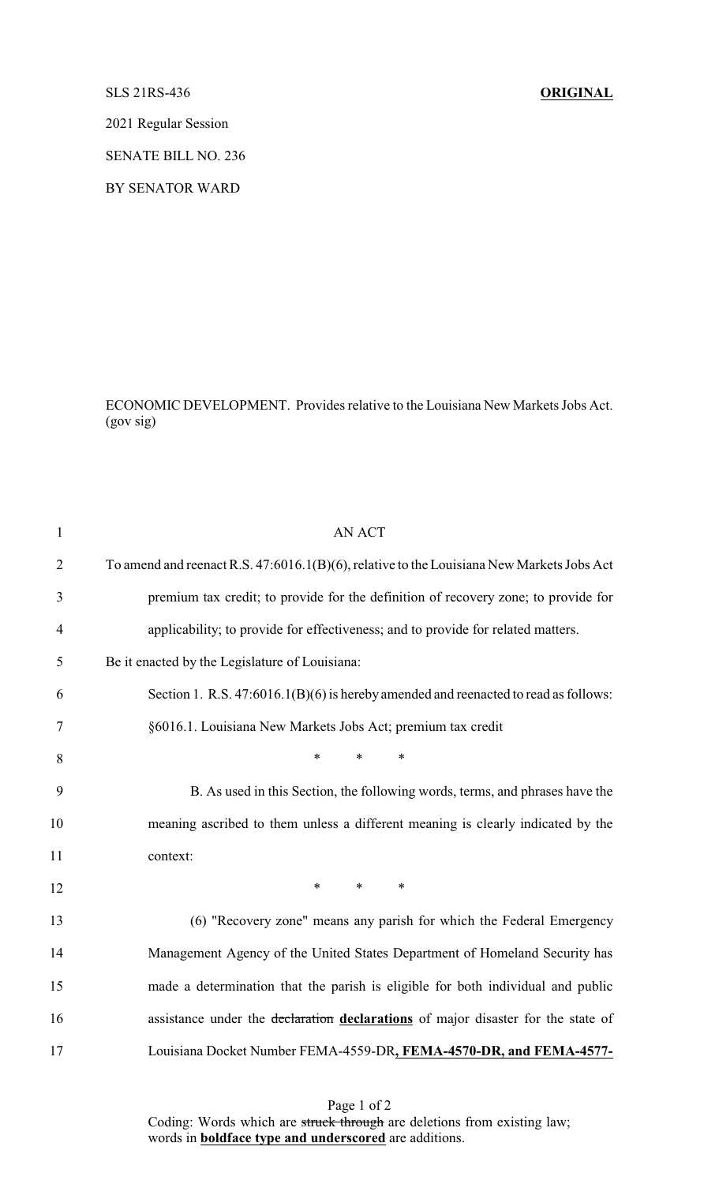SLS 21RS-436 **ORIGINAL**

2021 Regular Session

SENATE BILL NO. 236

BY SENATOR WARD

ECONOMIC DEVELOPMENT. Provides relative to the Louisiana New Markets Jobs Act. (gov sig)

1 AN ACT

2 To amend and reenact R.S. 47:6016.1(B)(6), relative to the Louisiana New Markets Jobs Act

3 premium tax credit; to provide for the definition of recovery zone; to provide for

4 applicability; to provide for effectiveness; and to provide for related matters.

5 Be it enacted by the Legislature of Louisiana:

6 Section 1. R.S. 47:6016.1(B)(6) is hereby amended and reenacted to read as follows:

7 §6016.1. Louisiana New Markets Jobs Act; premium tax credit

8 * * *

9 B. As used in this Section, the following words, terms, and phrases have the

10 meaning ascribed to them unless a different meaning is clearly indicated by the

11 context:

12 * * *

13 (6) "Recovery zone" means any parish for which the Federal Emergency

14 Management Agency of the United States Department of Homeland Security has

15 made a determination that the parish is eligible for both individual and public

16 assistance under the ~~declaration~~ **<u>declarations</u>** of major disaster for the state of

17 Louisiana Docket Number FEMA-4559-DR**<u>, FEMA-4570-DR, and FEMA-4577-</u>**

Coding: Words which are ~~struck through~~ are deletions from existing law; words in **<u>boldface type and underscored</u>** are additions.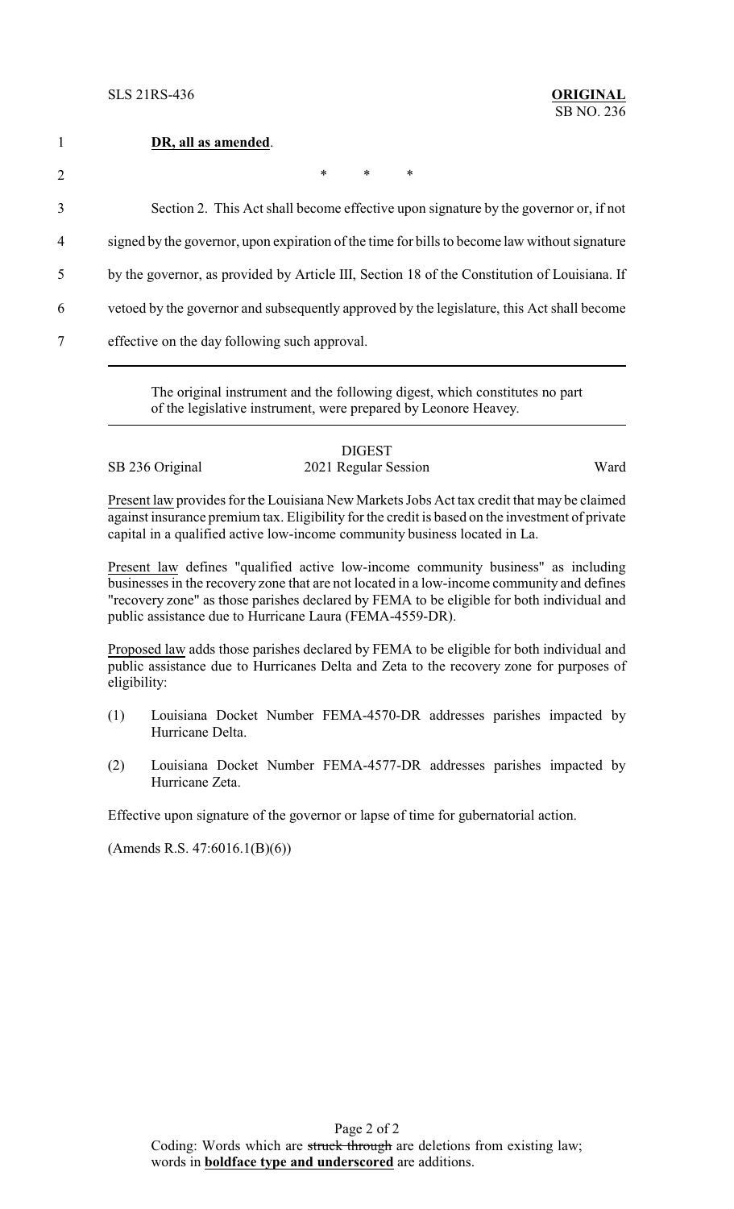1 **DR, all as amended**.

2 \* \* \*

3 Section 2. This Act shall become effective upon signature by the governor or, if not

4 signed by the governor, upon expiration of the time for bills to become law without signature

5 by the governor, as provided by Article III, Section 18 of the Constitution of Louisiana. If

6 vetoed by the governor and subsequently approved by the legislature, this Act shall become

7 effective on the day following such approval.

---

The original instrument and the following digest, which constitutes no part of the legislative instrument, were prepared by Leonore Heavey.

---

DIGEST

SB 236 Original — 2021 Regular Session — Ward

Present law provides for the Louisiana New Markets Jobs Act tax credit that may be claimed against insurance premium tax. Eligibility for the credit is based on the investment of private capital in a qualified active low-income community business located in La.

Present law defines "qualified active low-income community business" as including businesses in the recovery zone that are not located in a low-income community and defines "recovery zone" as those parishes declared by FEMA to be eligible for both individual and public assistance due to Hurricane Laura (FEMA-4559-DR).

Proposed law adds those parishes declared by FEMA to be eligible for both individual and public assistance due to Hurricanes Delta and Zeta to the recovery zone for purposes of eligibility:

(1) Louisiana Docket Number FEMA-4570-DR addresses parishes impacted by Hurricane Delta.

(2) Louisiana Docket Number FEMA-4577-DR addresses parishes impacted by Hurricane Zeta.

Effective upon signature of the governor or lapse of time for gubernatorial action.

(Amends R.S. 47:6016.1(B)(6))

Coding: Words which are ~~struck through~~ are deletions from existing law; words in **boldface type and underscored** are additions.